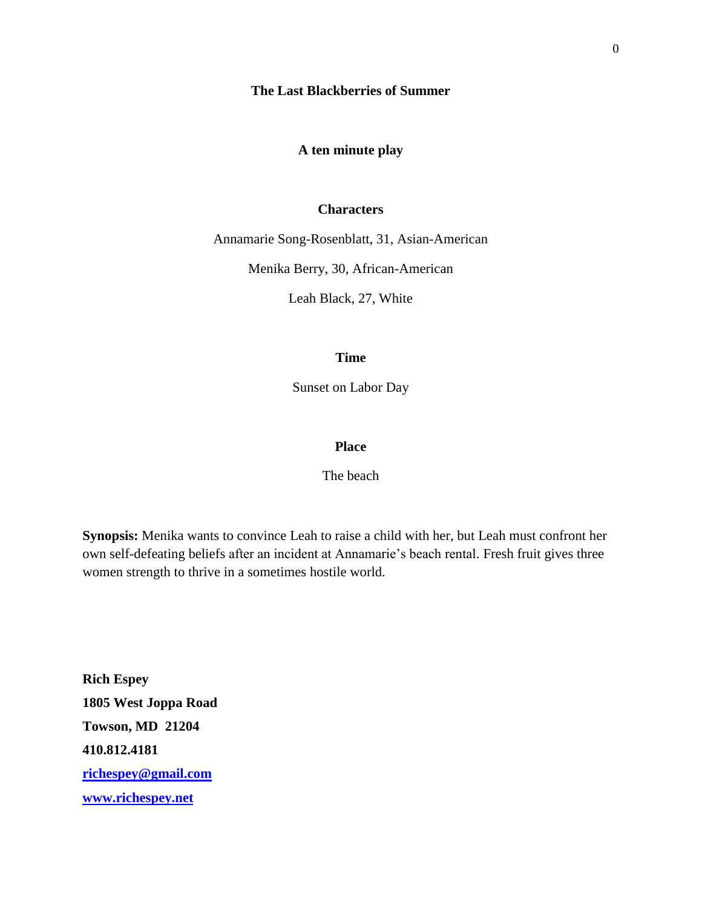# The Last Blackberries of Summer

**A ten minute play**

**Characters**

Annamarie Song-Rosenblatt, 31, Asian-American

Menika Berry, 30, African-American

Leah Black, 27, White

**Time**

Sunset on Labor Day

**Place**

The beach

**Synopsis:** Menika wants to convince Leah to raise a child with her, but Leah must confront her own self-defeating beliefs after an incident at Annamarie's beach rental. Fresh fruit gives three women strength to thrive in a sometimes hostile world.

**Rich Espey**
**1805 West Joppa Road**
**Towson, MD 21204**
**410.812.4181**
**richespey@gmail.com**
**www.richespey.net**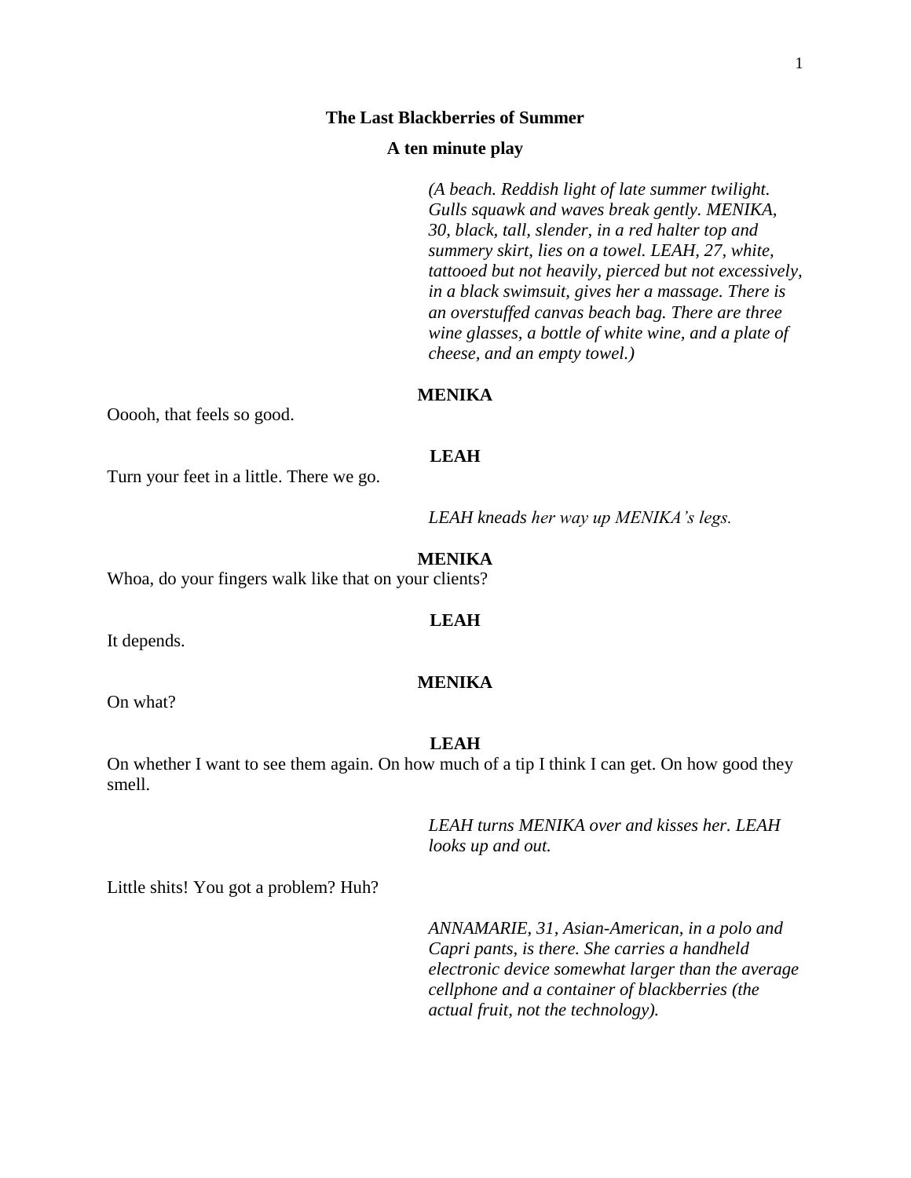**The Last Blackberries of Summer**

**A ten minute play**

*(A beach. Reddish light of late summer twilight. Gulls squawk and waves break gently. MENIKA, 30, black, tall, slender, in a red halter top and summery skirt, lies on a towel. LEAH, 27, white, tattooed but not heavily, pierced but not excessively, in a black swimsuit, gives her a massage. There is an overstuffed canvas beach bag. There are three wine glasses, a bottle of white wine, and a plate of cheese, and an empty towel.)*

**MENIKA**

Ooooh, that feels so good.

**LEAH**

Turn your feet in a little. There we go.

*LEAH kneads her way up MENIKA's legs.*

**MENIKA**

Whoa, do your fingers walk like that on your clients?

**LEAH**

It depends.

**MENIKA**

On what?

**LEAH**

On whether I want to see them again. On how much of a tip I think I can get. On how good they smell.

*LEAH turns MENIKA over and kisses her. LEAH looks up and out.*

Little shits! You got a problem? Huh?

*ANNAMARIE, 31, Asian-American, in a polo and Capri pants, is there. She carries a handheld electronic device somewhat larger than the average cellphone and a container of blackberries (the actual fruit, not the technology).*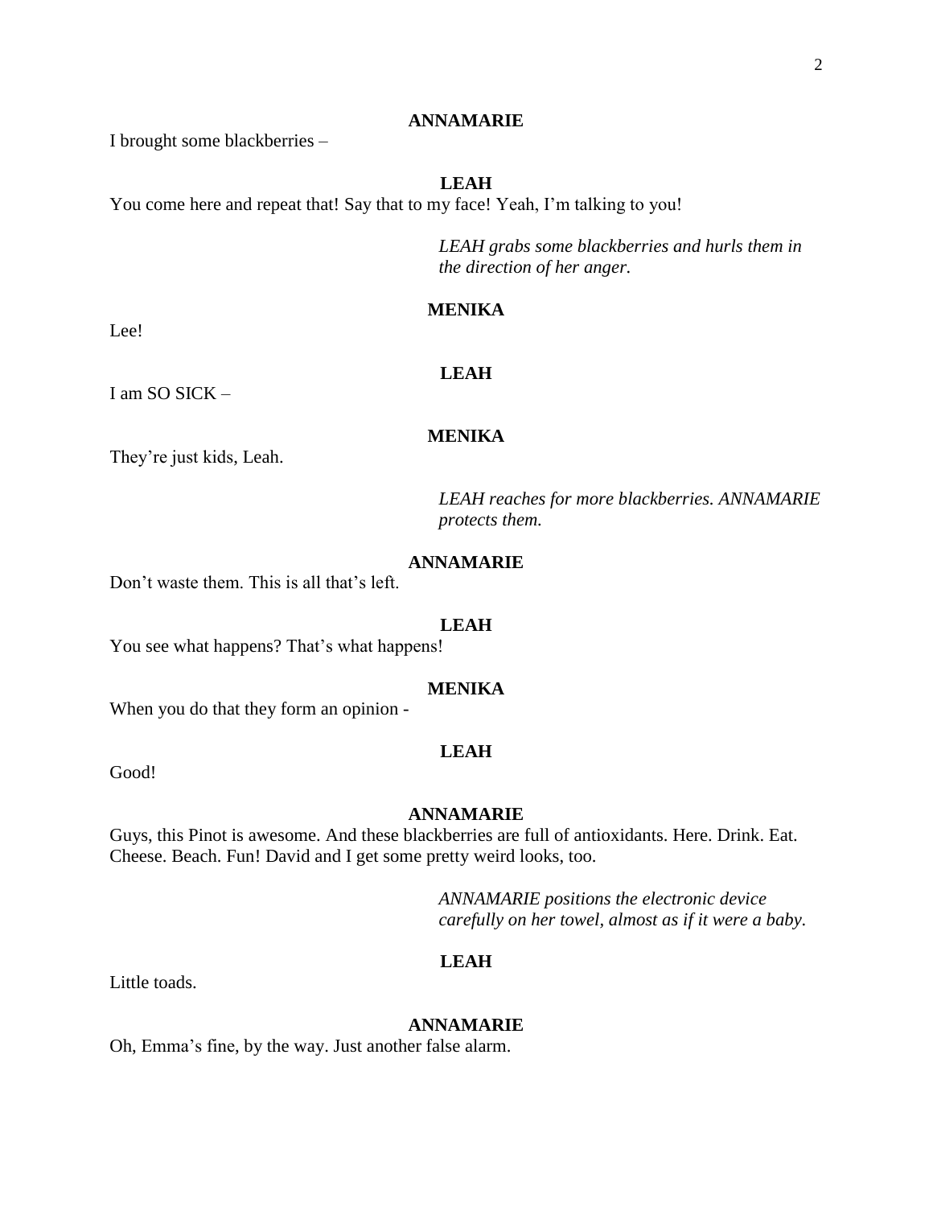**ANNAMARIE**

I brought some blackberries –

**LEAH**

You come here and repeat that! Say that to my face! Yeah, I'm talking to you!

*LEAH grabs some blackberries and hurls them in the direction of her anger.*

**MENIKA**

Lee!

**LEAH**

I am SO SICK –

**MENIKA**

They're just kids, Leah.

*LEAH reaches for more blackberries. ANNAMARIE protects them.*

**ANNAMARIE**

Don't waste them. This is all that's left.

**LEAH**

You see what happens? That's what happens!

**MENIKA**

When you do that they form an opinion -

**LEAH**

Good!

**ANNAMARIE**

Guys, this Pinot is awesome. And these blackberries are full of antioxidants. Here. Drink. Eat. Cheese. Beach. Fun! David and I get some pretty weird looks, too.

*ANNAMARIE positions the electronic device carefully on her towel, almost as if it were a baby.*

**LEAH**

Little toads.

**ANNAMARIE**

Oh, Emma's fine, by the way. Just another false alarm.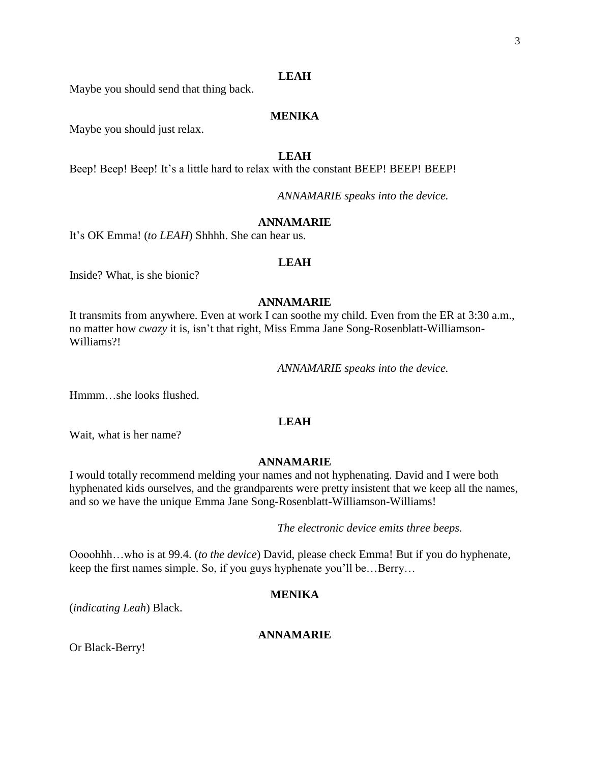**LEAH**

Maybe you should send that thing back.

**MENIKA**

Maybe you should just relax.

**LEAH**

Beep! Beep! Beep! It's a little hard to relax with the constant BEEP! BEEP! BEEP!

*ANNAMARIE speaks into the device.*

**ANNAMARIE**

It's OK Emma! (*to LEAH*) Shhhh. She can hear us.

**LEAH**

Inside? What, is she bionic?

**ANNAMARIE**

It transmits from anywhere. Even at work I can soothe my child. Even from the ER at 3:30 a.m., no matter how *cwazy* it is, isn't that right, Miss Emma Jane Song-Rosenblatt-Williamson-Williams?!

*ANNAMARIE speaks into the device.*

Hmmm…she looks flushed.

**LEAH**

Wait, what is her name?

**ANNAMARIE**

I would totally recommend melding your names and not hyphenating. David and I were both hyphenated kids ourselves, and the grandparents were pretty insistent that we keep all the names, and so we have the unique Emma Jane Song-Rosenblatt-Williamson-Williams!

*The electronic device emits three beeps.*

Oooohhh…who is at 99.4. (*to the device*) David, please check Emma! But if you do hyphenate, keep the first names simple. So, if you guys hyphenate you'll be…Berry…

**MENIKA**

(*indicating Leah*) Black.

**ANNAMARIE**

Or Black-Berry!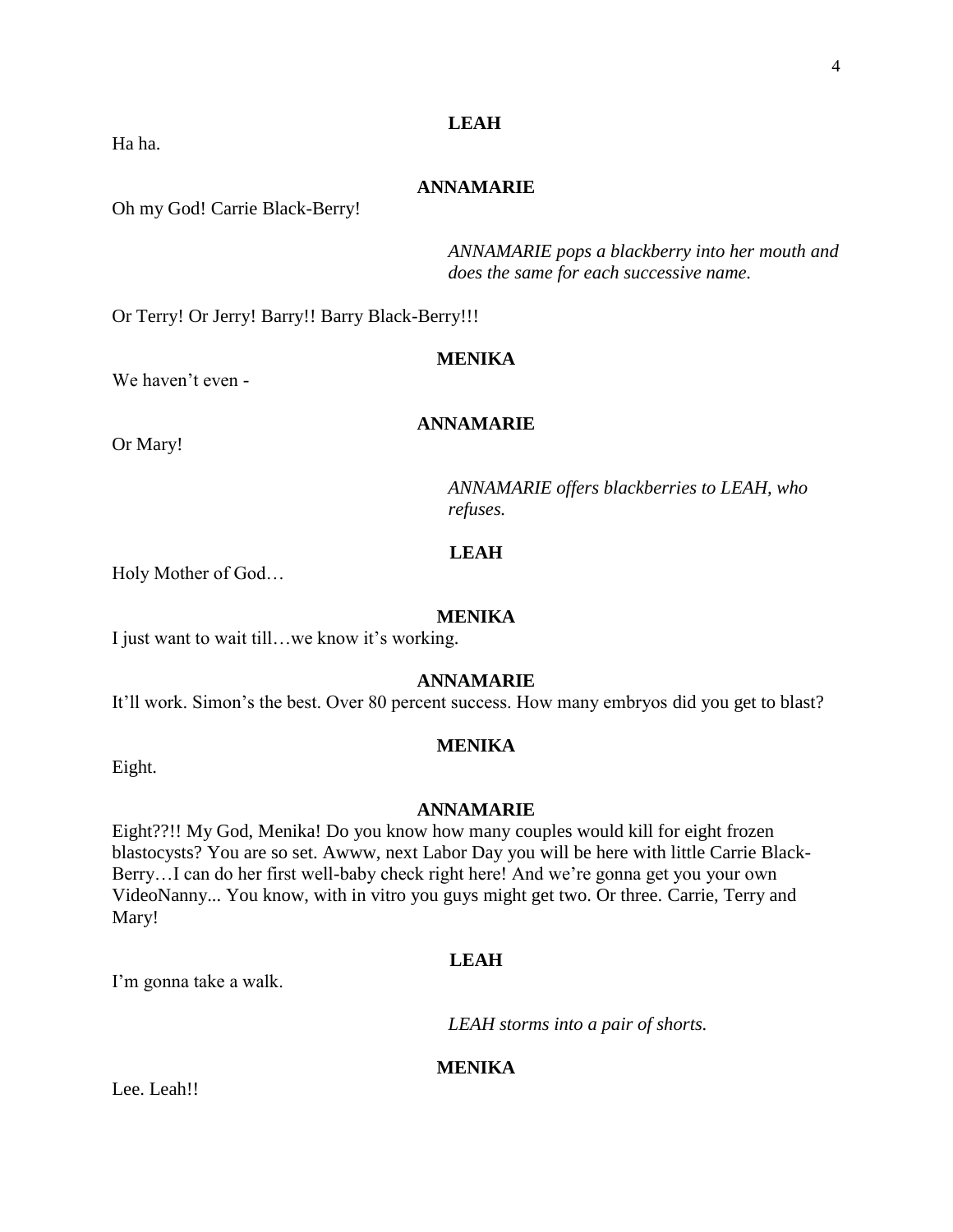**LEAH**

Ha ha.

**ANNAMARIE**

Oh my God! Carrie Black-Berry!

*ANNAMARIE pops a blackberry into her mouth and does the same for each successive name.*

Or Terry! Or Jerry! Barry!! Barry Black-Berry!!!

**MENIKA**

We haven't even -

**ANNAMARIE**

Or Mary!

*ANNAMARIE offers blackberries to LEAH, who refuses.*

**LEAH**

Holy Mother of God…

**MENIKA**

I just want to wait till…we know it's working.

**ANNAMARIE**

It'll work. Simon's the best. Over 80 percent success. How many embryos did you get to blast?

**MENIKA**

Eight.

**ANNAMARIE**

Eight??!! My God, Menika! Do you know how many couples would kill for eight frozen blastocysts? You are so set. Awww, next Labor Day you will be here with little Carrie Black-Berry…I can do her first well-baby check right here! And we're gonna get you your own VideoNanny... You know, with in vitro you guys might get two. Or three. Carrie, Terry and Mary!

**LEAH**

I'm gonna take a walk.

*LEAH storms into a pair of shorts.*

**MENIKA**

Lee. Leah!!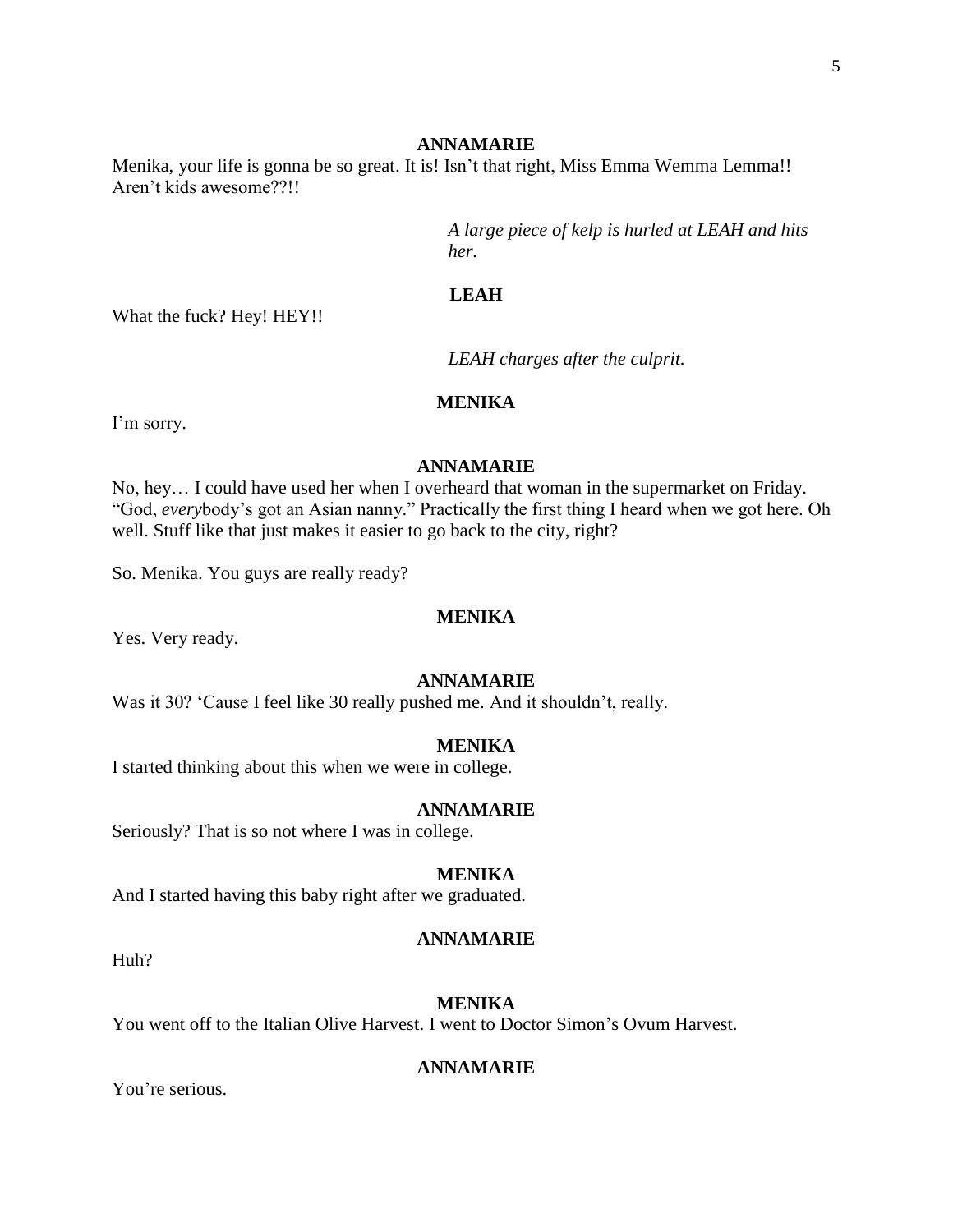**ANNAMARIE**

Menika, your life is gonna be so great. It is! Isn't that right, Miss Emma Wemma Lemma!! Aren't kids awesome??!!

*A large piece of kelp is hurled at LEAH and hits her.*

**LEAH**

What the fuck? Hey! HEY!!

*LEAH charges after the culprit.*

**MENIKA**

I'm sorry.

**ANNAMARIE**

No, hey… I could have used her when I overheard that woman in the supermarket on Friday. "God, *every*body's got an Asian nanny." Practically the first thing I heard when we got here. Oh well. Stuff like that just makes it easier to go back to the city, right?

So. Menika. You guys are really ready?

**MENIKA**

Yes. Very ready.

**ANNAMARIE**

Was it 30? 'Cause I feel like 30 really pushed me. And it shouldn't, really.

**MENIKA**

I started thinking about this when we were in college.

**ANNAMARIE**

Seriously? That is so not where I was in college.

**MENIKA**

And I started having this baby right after we graduated.

**ANNAMARIE**

Huh?

**MENIKA**

You went off to the Italian Olive Harvest. I went to Doctor Simon's Ovum Harvest.

**ANNAMARIE**

You're serious.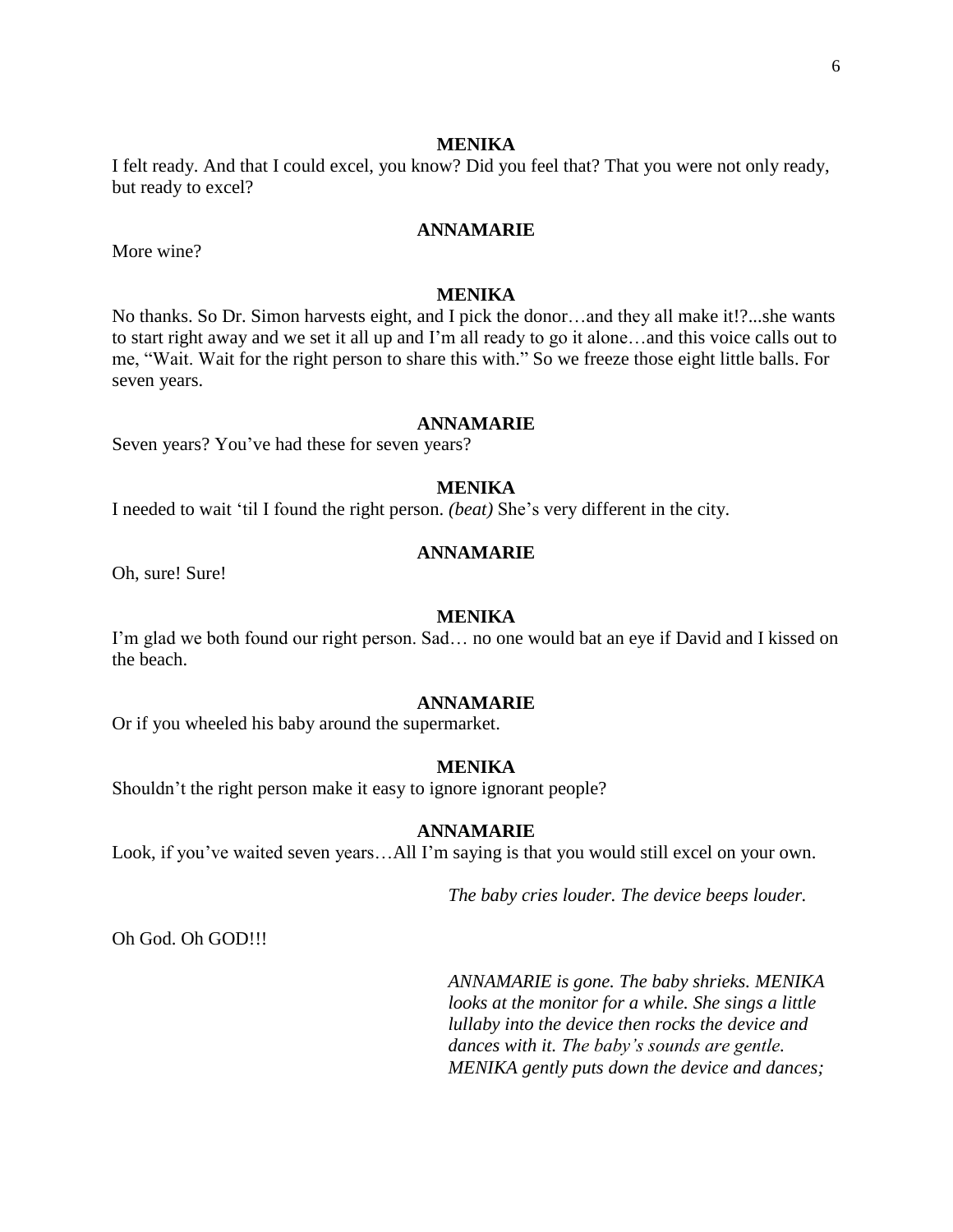**MENIKA**

I felt ready. And that I could excel, you know? Did you feel that? That you were not only ready, but ready to excel?

**ANNAMARIE**

More wine?

**MENIKA**

No thanks. So Dr. Simon harvests eight, and I pick the donor…and they all make it!?...she wants to start right away and we set it all up and I'm all ready to go it alone…and this voice calls out to me, "Wait. Wait for the right person to share this with." So we freeze those eight little balls. For seven years.

**ANNAMARIE**

Seven years? You've had these for seven years?

**MENIKA**

I needed to wait 'til I found the right person. *(beat)* She's very different in the city.

**ANNAMARIE**

Oh, sure! Sure!

**MENIKA**

I'm glad we both found our right person. Sad… no one would bat an eye if David and I kissed on the beach.

**ANNAMARIE**

Or if you wheeled his baby around the supermarket.

**MENIKA**

Shouldn't the right person make it easy to ignore ignorant people?

**ANNAMARIE**

Look, if you've waited seven years…All I'm saying is that you would still excel on your own.

*The baby cries louder. The device beeps louder.*

Oh God. Oh GOD!!!

*ANNAMARIE is gone. The baby shrieks. MENIKA looks at the monitor for a while. She sings a little lullaby into the device then rocks the device and dances with it. The baby's sounds are gentle. MENIKA gently puts down the device and dances;*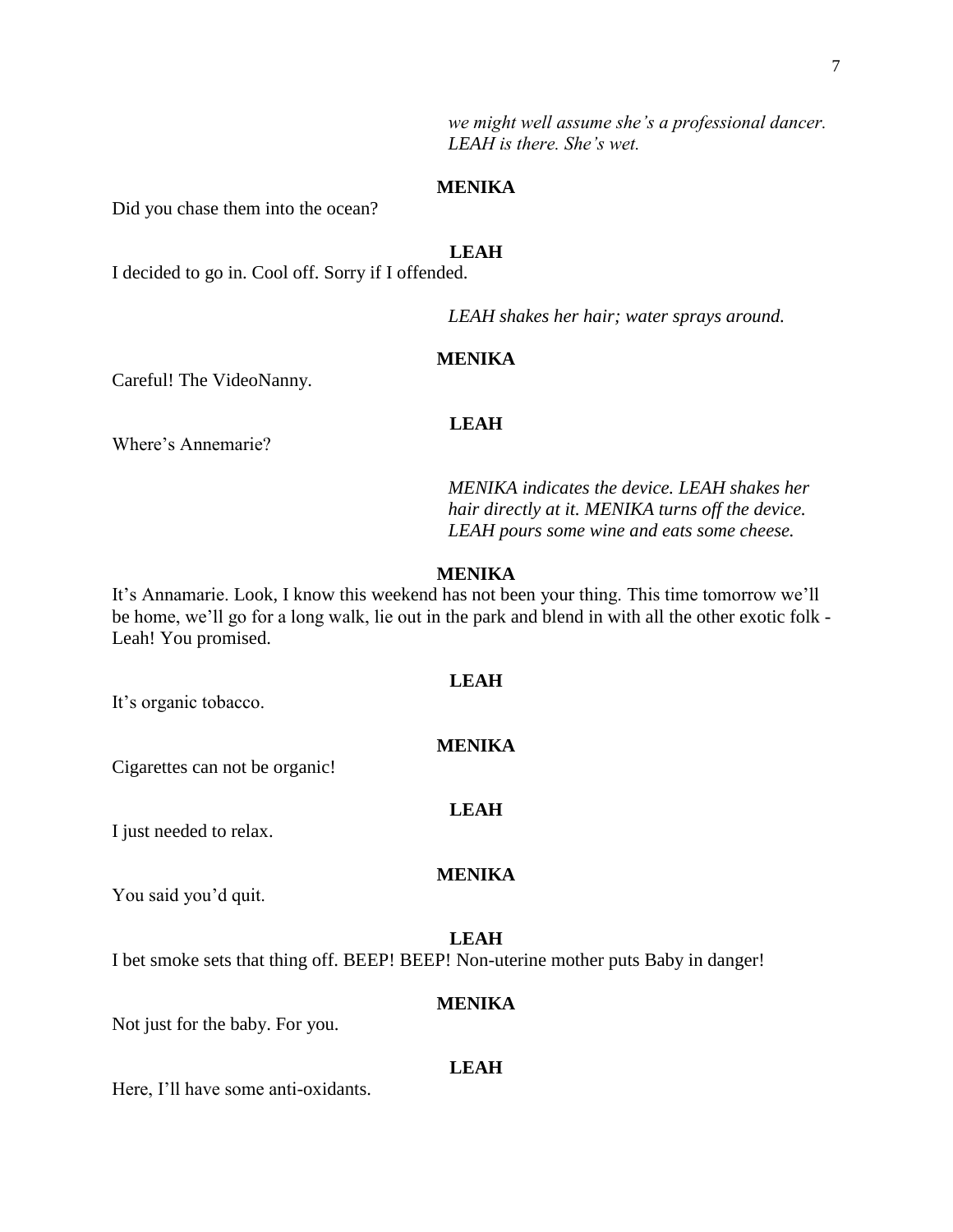*we might well assume she's a professional dancer. LEAH is there. She's wet.*

**MENIKA**

Did you chase them into the ocean?

**LEAH**

I decided to go in. Cool off. Sorry if I offended.

*LEAH shakes her hair; water sprays around.*

**MENIKA**

Careful! The VideoNanny.

**LEAH**

Where's Annemarie?

*MENIKA indicates the device. LEAH shakes her hair directly at it. MENIKA turns off the device. LEAH pours some wine and eats some cheese.*

**MENIKA**

It's Annamarie. Look, I know this weekend has not been your thing. This time tomorrow we'll be home, we'll go for a long walk, lie out in the park and blend in with all the other exotic folk - Leah! You promised.

**LEAH**

It's organic tobacco.

**MENIKA**

Cigarettes can not be organic!

**LEAH**

I just needed to relax.

**MENIKA**

You said you'd quit.

**LEAH**

I bet smoke sets that thing off. BEEP! BEEP! Non-uterine mother puts Baby in danger!

**MENIKA**

Not just for the baby. For you.

**LEAH**

Here, I'll have some anti-oxidants.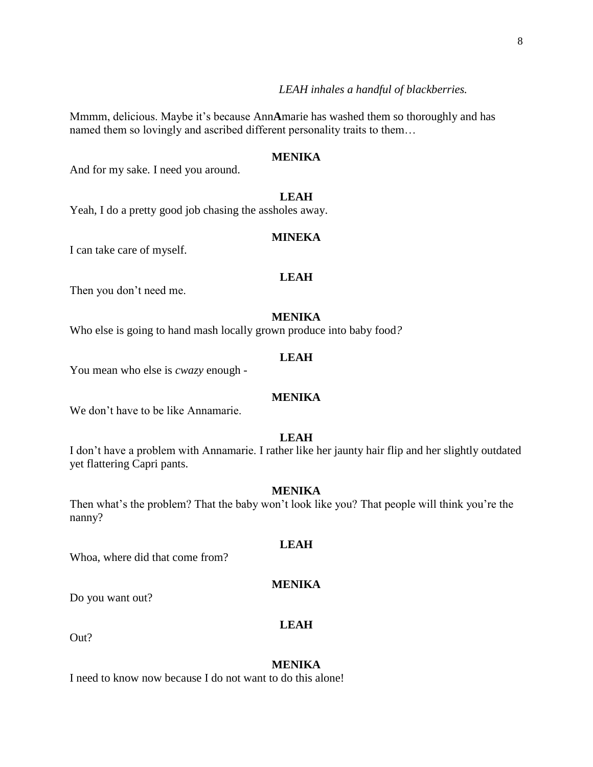*LEAH inhales a handful of blackberries.*

Mmmm, delicious. Maybe it's because Ann**A**marie has washed them so thoroughly and has named them so lovingly and ascribed different personality traits to them…

**MENIKA**

And for my sake. I need you around.

**LEAH**

Yeah, I do a pretty good job chasing the assholes away.

**MINEKA**

I can take care of myself.

**LEAH**

Then you don't need me.

**MENIKA**

Who else is going to hand mash locally grown produce into baby food?

**LEAH**

You mean who else is *cwazy* enough -

**MENIKA**

We don't have to be like Annamarie.

**LEAH**

I don't have a problem with Annamarie. I rather like her jaunty hair flip and her slightly outdated yet flattering Capri pants.

**MENIKA**

Then what's the problem? That the baby won't look like you? That people will think you're the nanny?

**LEAH**

Whoa, where did that come from?

**MENIKA**

Do you want out?

**LEAH**

Out?

**MENIKA**

I need to know now because I do not want to do this alone!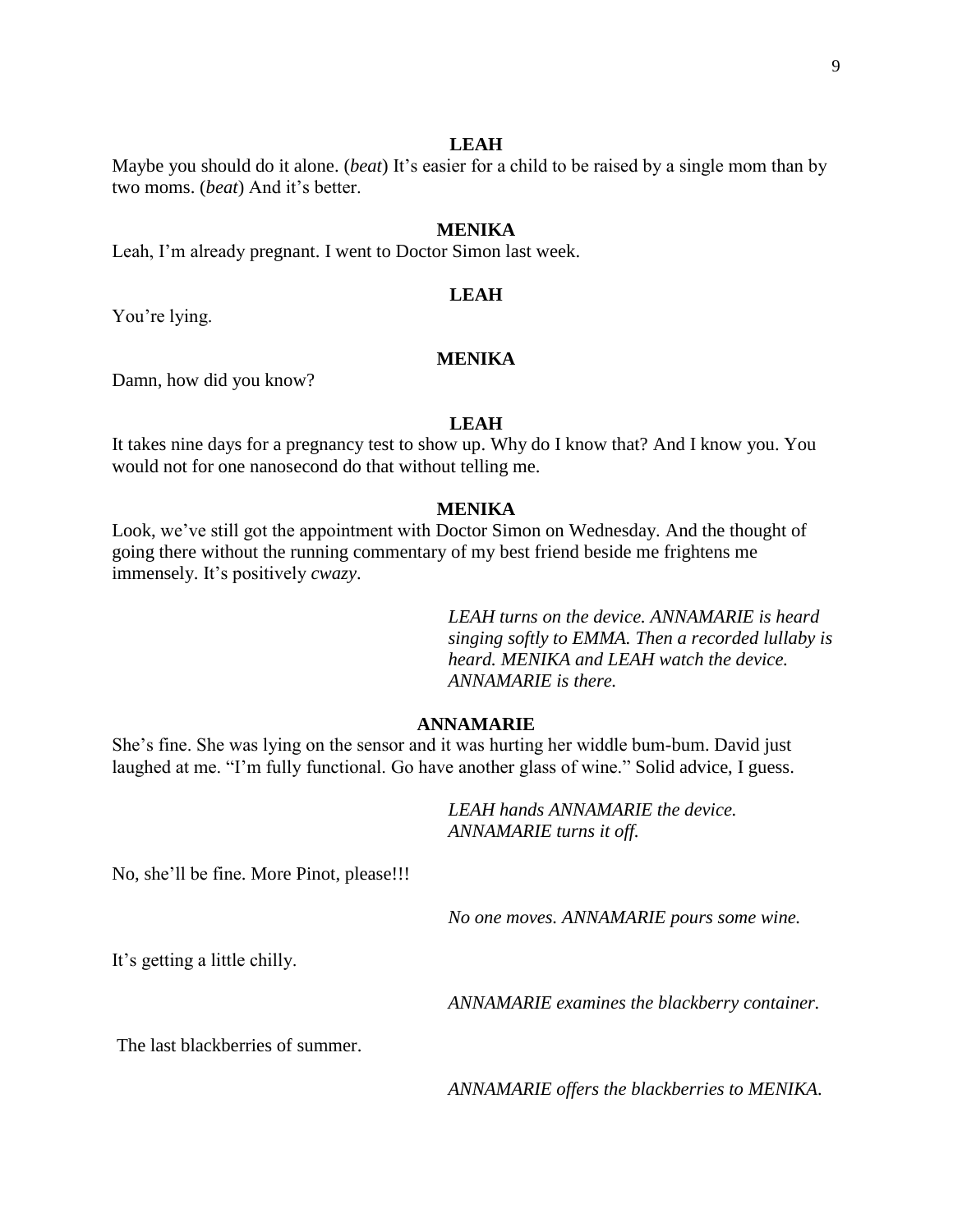**LEAH**

Maybe you should do it alone. (*beat*) It's easier for a child to be raised by a single mom than by two moms. (*beat*) And it's better.

**MENIKA**

Leah, I'm already pregnant. I went to Doctor Simon last week.

**LEAH**

You're lying.

**MENIKA**

Damn, how did you know?

**LEAH**

It takes nine days for a pregnancy test to show up. Why do I know that? And I know you. You would not for one nanosecond do that without telling me.

**MENIKA**

Look, we've still got the appointment with Doctor Simon on Wednesday. And the thought of going there without the running commentary of my best friend beside me frightens me immensely. It's positively *cwazy*.

*LEAH turns on the device. ANNAMARIE is heard singing softly to EMMA. Then a recorded lullaby is heard. MENIKA and LEAH watch the device. ANNAMARIE is there.*

**ANNAMARIE**

She's fine. She was lying on the sensor and it was hurting her widdle bum-bum. David just laughed at me. "I'm fully functional. Go have another glass of wine." Solid advice, I guess.

*LEAH hands ANNAMARIE the device. ANNAMARIE turns it off.*

No, she'll be fine. More Pinot, please!!!

*No one moves. ANNAMARIE pours some wine.*

It's getting a little chilly.

*ANNAMARIE examines the blackberry container.*

The last blackberries of summer.

*ANNAMARIE offers the blackberries to MENIKA.*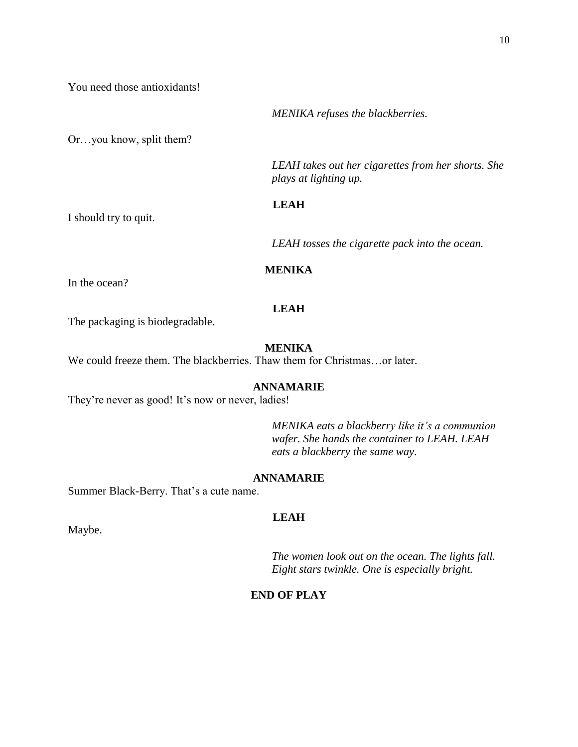You need those antioxidants!

*MENIKA refuses the blackberries.*

Or…you know, split them?

*LEAH takes out her cigarettes from her shorts. She plays at lighting up.*

**LEAH**

I should try to quit.

*LEAH tosses the cigarette pack into the ocean.*

**MENIKA**

In the ocean?

**LEAH**

The packaging is biodegradable.

**MENIKA**

We could freeze them. The blackberries. Thaw them for Christmas…or later.

**ANNAMARIE**

They're never as good! It's now or never, ladies!

*MENIKA eats a blackberry like it's a communion wafer. She hands the container to LEAH. LEAH eats a blackberry the same way.*

**ANNAMARIE**

Summer Black-Berry. That's a cute name.

**LEAH**

Maybe.

*The women look out on the ocean. The lights fall. Eight stars twinkle. One is especially bright.*

**END OF PLAY**